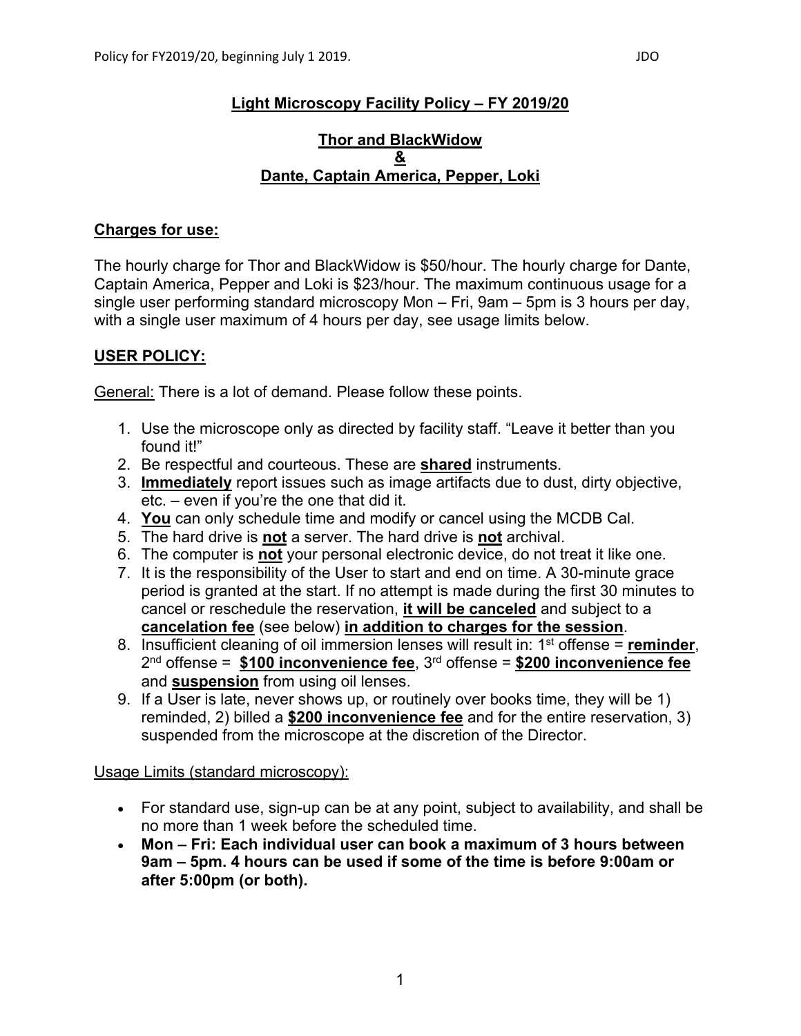# Light Microscopy Facility Policy – FY 2019/20

## Thor and BlackWidow
## &
## Dante, Captain America, Pepper, Loki

**Charges for use:**

The hourly charge for Thor and BlackWidow is $50/hour. The hourly charge for Dante, Captain America, Pepper and Loki is $23/hour. The maximum continuous usage for a single user performing standard microscopy Mon – Fri, 9am – 5pm is 3 hours per day, with a single user maximum of 4 hours per day, see usage limits below.

**USER POLICY:**

General: There is a lot of demand. Please follow these points.

1. Use the microscope only as directed by facility staff. "Leave it better than you found it!"
2. Be respectful and courteous. These are **shared** instruments.
3. **Immediately** report issues such as image artifacts due to dust, dirty objective, etc. – even if you're the one that did it.
4. **You** can only schedule time and modify or cancel using the MCDB Cal.
5. The hard drive is **not** a server. The hard drive is **not** archival.
6. The computer is **not** your personal electronic device, do not treat it like one.
7. It is the responsibility of the User to start and end on time. A 30-minute grace period is granted at the start. If no attempt is made during the first 30 minutes to cancel or reschedule the reservation, **it will be canceled** and subject to a **cancelation fee** (see below) **in addition to charges for the session**.
8. Insufficient cleaning of oil immersion lenses will result in: 1st offense = **reminder**, 2nd offense = **$100 inconvenience fee**, 3rd offense = **$200 inconvenience fee** and **suspension** from using oil lenses.
9. If a User is late, never shows up, or routinely over books time, they will be 1) reminded, 2) billed a **$200 inconvenience fee** and for the entire reservation, 3) suspended from the microscope at the discretion of the Director.

Usage Limits (standard microscopy):

- For standard use, sign-up can be at any point, subject to availability, and shall be no more than 1 week before the scheduled time.
- **Mon – Fri: Each individual user can book a maximum of 3 hours between 9am – 5pm. 4 hours can be used if some of the time is before 9:00am or after 5:00pm (or both).**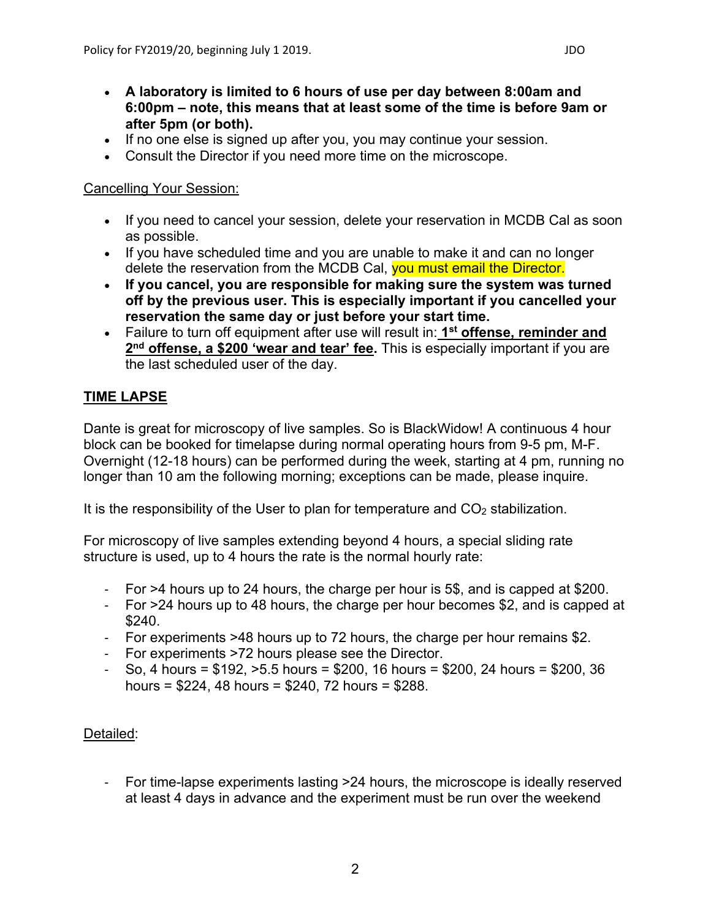- **A laboratory is limited to 6 hours of use per day between 8:00am and 6:00pm – note, this means that at least some of the time is before 9am or after 5pm (or both).**
- If no one else is signed up after you, you may continue your session.
- Consult the Director if you need more time on the microscope.

Cancelling Your Session:

- If you need to cancel your session, delete your reservation in MCDB Cal as soon as possible.
- If you have scheduled time and you are unable to make it and can no longer delete the reservation from the MCDB Cal, you must email the Director.
- **If you cancel, you are responsible for making sure the system was turned off by the previous user. This is especially important if you cancelled your reservation the same day or just before your start time.**
- Failure to turn off equipment after use will result in: **1st offense, reminder and 2nd offense, a $200 'wear and tear' fee.** This is especially important if you are the last scheduled user of the day.

## TIME LAPSE

Dante is great for microscopy of live samples. So is BlackWidow! A continuous 4 hour block can be booked for timelapse during normal operating hours from 9-5 pm, M-F. Overnight (12-18 hours) can be performed during the week, starting at 4 pm, running no longer than 10 am the following morning; exceptions can be made, please inquire.

It is the responsibility of the User to plan for temperature and $CO_2$ stabilization.

For microscopy of live samples extending beyond 4 hours, a special sliding rate structure is used, up to 4 hours the rate is the normal hourly rate:

- For >4 hours up to 24 hours, the charge per hour is 5$, and is capped at $200.
- For >24 hours up to 48 hours, the charge per hour becomes $2, and is capped at $240.
- For experiments >48 hours up to 72 hours, the charge per hour remains $2.
- For experiments >72 hours please see the Director.
- So, 4 hours = $192, >5.5 hours = $200, 16 hours = $200, 24 hours = $200, 36 hours = $224, 48 hours = $240, 72 hours = $288.

Detailed:

- For time-lapse experiments lasting >24 hours, the microscope is ideally reserved at least 4 days in advance and the experiment must be run over the weekend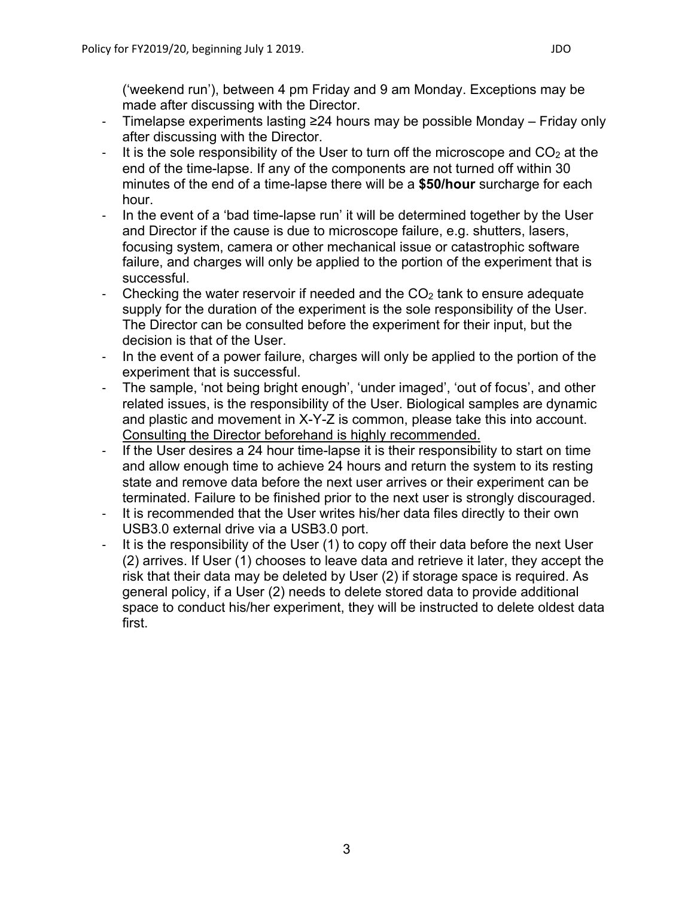(‘weekend run’), between 4 pm Friday and 9 am Monday. Exceptions may be made after discussing with the Director.

- Timelapse experiments lasting ≥24 hours may be possible Monday – Friday only after discussing with the Director.
- It is the sole responsibility of the User to turn off the microscope and $CO_2$ at the end of the time-lapse. If any of the components are not turned off within 30 minutes of the end of a time-lapse there will be a **$50/hour** surcharge for each hour.
- In the event of a ‘bad time-lapse run’ it will be determined together by the User and Director if the cause is due to microscope failure, e.g. shutters, lasers, focusing system, camera or other mechanical issue or catastrophic software failure, and charges will only be applied to the portion of the experiment that is successful.
- Checking the water reservoir if needed and the $CO_2$ tank to ensure adequate supply for the duration of the experiment is the sole responsibility of the User. The Director can be consulted before the experiment for their input, but the decision is that of the User.
- In the event of a power failure, charges will only be applied to the portion of the experiment that is successful.
- The sample, ‘not being bright enough’, ‘under imaged’, ‘out of focus’, and other related issues, is the responsibility of the User. Biological samples are dynamic and plastic and movement in X-Y-Z is common, please take this into account. Consulting the Director beforehand is highly recommended.
- If the User desires a 24 hour time-lapse it is their responsibility to start on time and allow enough time to achieve 24 hours and return the system to its resting state and remove data before the next user arrives or their experiment can be terminated. Failure to be finished prior to the next user is strongly discouraged.
- It is recommended that the User writes his/her data files directly to their own USB3.0 external drive via a USB3.0 port.
- It is the responsibility of the User (1) to copy off their data before the next User (2) arrives. If User (1) chooses to leave data and retrieve it later, they accept the risk that their data may be deleted by User (2) if storage space is required. As general policy, if a User (2) needs to delete stored data to provide additional space to conduct his/her experiment, they will be instructed to delete oldest data first.